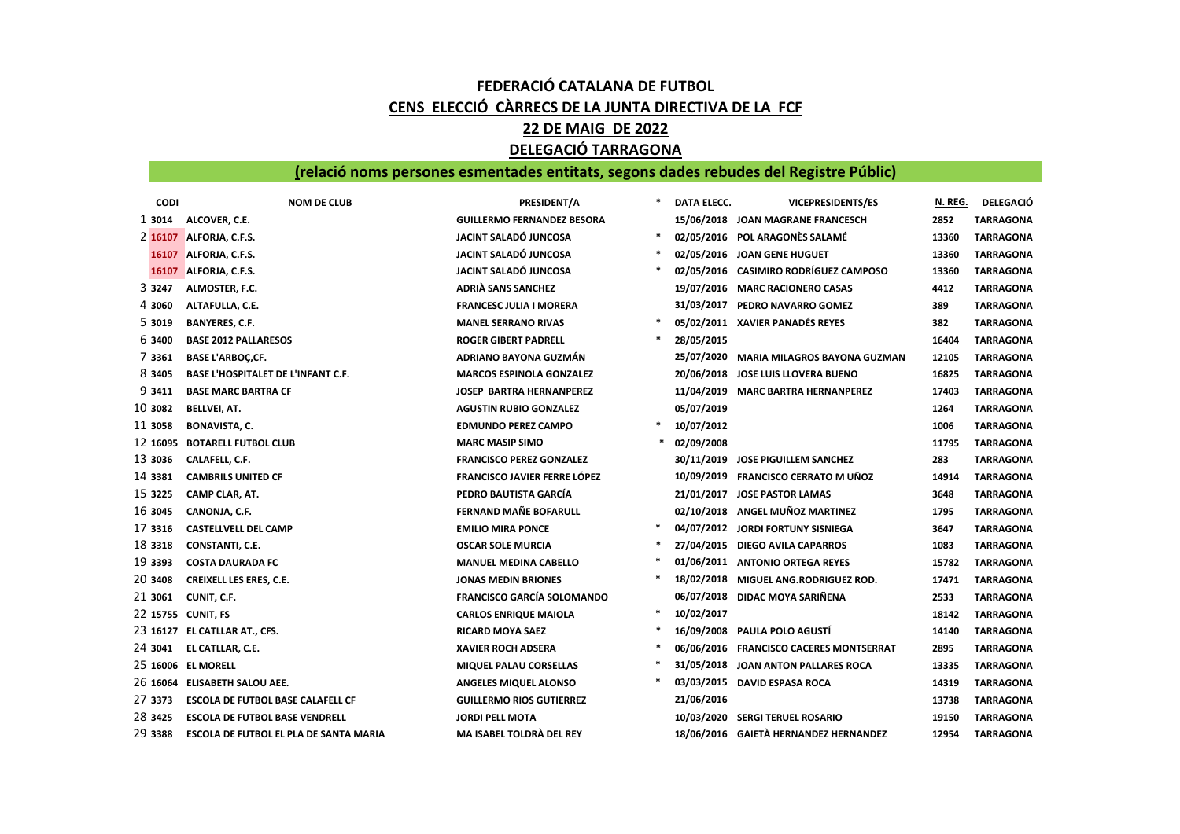# FEDERACIÓ CATALANA DE FUTBOL

## CENS ELECCIÓ CÀRRECS DE LA JUNTA DIRECTIVA DE LA FCF

## 22 DE MAIG DE 2022

## DELEGACIÓ TARRAGONA

### (relació noms persones esmentades entitats, segons dades rebudes del Registre Públic)

| | CODI | NOM DE CLUB | PRESIDENT/A | * | DATA ELECC. | VICEPRESIDENTS/ES | N. REG. | DELEGACIÓ |
|---|---|---|---|---|---|---|---|---|
| 1 | 3014 | ALCOVER, C.E. | GUILLERMO FERNANDEZ BESORA | | 15/06/2018 | JOAN MAGRANE FRANCESCH | 2852 | TARRAGONA |
| 2 | 16107 | ALFORJA, C.F.S. | JACINT SALADÓ JUNCOSA | * | 02/05/2016 | POL ARAGONÈS SALAMÉ | 13360 | TARRAGONA |
| | 16107 | ALFORJA, C.F.S. | JACINT SALADÓ JUNCOSA | * | 02/05/2016 | JOAN GENE HUGUET | 13360 | TARRAGONA |
| | 16107 | ALFORJA, C.F.S. | JACINT SALADÓ JUNCOSA | * | 02/05/2016 | CASIMIRO RODRÍGUEZ CAMPOSO | 13360 | TARRAGONA |
| 3 | 3247 | ALMOSTER, F.C. | ADRIÀ SANS SANCHEZ | | 19/07/2016 | MARC RACIONERO CASAS | 4412 | TARRAGONA |
| 4 | 3060 | ALTAFULLA, C.E. | FRANCESC JULIA I MORERA | | 31/03/2017 | PEDRO NAVARRO GOMEZ | 389 | TARRAGONA |
| 5 | 3019 | BANYERES, C.F. | MANEL SERRANO RIVAS | * | 05/02/2011 | XAVIER PANADÉS REYES | 382 | TARRAGONA |
| 6 | 3400 | BASE 2012 PALLARESOS | ROGER GIBERT PADRELL | * | 28/05/2015 | | 16404 | TARRAGONA |
| 7 | 3361 | BASE L'ARBOÇ,CF. | ADRIANO BAYONA GUZMÁN | | 25/07/2020 | MARIA MILAGROS BAYONA GUZMAN | 12105 | TARRAGONA |
| 8 | 3405 | BASE L'HOSPITALET DE L'INFANT C.F. | MARCOS ESPINOLA GONZALEZ | | 20/06/2018 | JOSE LUIS LLOVERA BUENO | 16825 | TARRAGONA |
| 9 | 3411 | BASE MARC BARTRA CF | JOSEP BARTRA HERNANPEREZ | | 11/04/2019 | MARC BARTRA HERNANPEREZ | 17403 | TARRAGONA |
| 10 | 3082 | BELLVEI, AT. | AGUSTIN RUBIO GONZALEZ | | 05/07/2019 | | 1264 | TARRAGONA |
| 11 | 3058 | BONAVISTA, C. | EDMUNDO PEREZ CAMPO | * | 10/07/2012 | | 1006 | TARRAGONA |
| 12 | 16095 | BOTARELL FUTBOL CLUB | MARC MASIP SIMO | * | 02/09/2008 | | 11795 | TARRAGONA |
| 13 | 3036 | CALAFELL, C.F. | FRANCISCO PEREZ GONZALEZ | | 30/11/2019 | JOSE PIGUILLEM SANCHEZ | 283 | TARRAGONA |
| 14 | 3381 | CAMBRILS UNITED CF | FRANCISCO JAVIER FERRE LÓPEZ | | 10/09/2019 | FRANCISCO CERRATO M UÑOZ | 14914 | TARRAGONA |
| 15 | 3225 | CAMP CLAR, AT. | PEDRO BAUTISTA GARCÍA | | 21/01/2017 | JOSE PASTOR LAMAS | 3648 | TARRAGONA |
| 16 | 3045 | CANONJA, C.F. | FERNAND MAÑE BOFARULL | | 02/10/2018 | ANGEL MUÑOZ MARTINEZ | 1795 | TARRAGONA |
| 17 | 3316 | CASTELLVELL DEL CAMP | EMILIO MIRA PONCE | * | 04/07/2012 | JORDI FORTUNY SISNIEGA | 3647 | TARRAGONA |
| 18 | 3318 | CONSTANTI, C.E. | OSCAR SOLE MURCIA | * | 27/04/2015 | DIEGO AVILA CAPARROS | 1083 | TARRAGONA |
| 19 | 3393 | COSTA DAURADA FC | MANUEL MEDINA CABELLO | * | 01/06/2011 | ANTONIO ORTEGA REYES | 15782 | TARRAGONA |
| 20 | 3408 | CREIXELL LES ERES, C.E. | JONAS MEDIN BRIONES | * | 18/02/2018 | MIGUEL ANG.RODRIGUEZ ROD. | 17471 | TARRAGONA |
| 21 | 3061 | CUNIT, C.F. | FRANCISCO GARCÍA SOLOMANDO | | 06/07/2018 | DIDAC MOYA SARIÑENA | 2533 | TARRAGONA |
| 22 | 15755 | CUNIT, FS | CARLOS ENRIQUE MAIOLA | * | 10/02/2017 | | 18142 | TARRAGONA |
| 23 | 16127 | EL CATLLAR AT., CFS. | RICARD MOYA SAEZ | * | 16/09/2008 | PAULA POLO AGUSTÍ | 14140 | TARRAGONA |
| 24 | 3041 | EL CATLLAR, C.E. | XAVIER ROCH ADSERA | * | 06/06/2016 | FRANCISCO CACERES MONTSERRAT | 2895 | TARRAGONA |
| 25 | 16006 | EL MORELL | MIQUEL PALAU CORSELLAS | * | 31/05/2018 | JOAN ANTON PALLARES ROCA | 13335 | TARRAGONA |
| 26 | 16064 | ELISABETH SALOU AEE. | ANGELES MIQUEL ALONSO | * | 03/03/2015 | DAVID ESPASA ROCA | 14319 | TARRAGONA |
| 27 | 3373 | ESCOLA DE FUTBOL BASE CALAFELL CF | GUILLERMO RIOS GUTIERREZ | | 21/06/2016 | | 13738 | TARRAGONA |
| 28 | 3425 | ESCOLA DE FUTBOL BASE VENDRELL | JORDI PELL MOTA | | 10/03/2020 | SERGI TERUEL ROSARIO | 19150 | TARRAGONA |
| 29 | 3388 | ESCOLA DE FUTBOL EL PLA DE SANTA MARIA | MA ISABEL TOLDRÀ DEL REY | | 18/06/2016 | GAIETÀ HERNANDEZ HERNANDEZ | 12954 | TARRAGONA |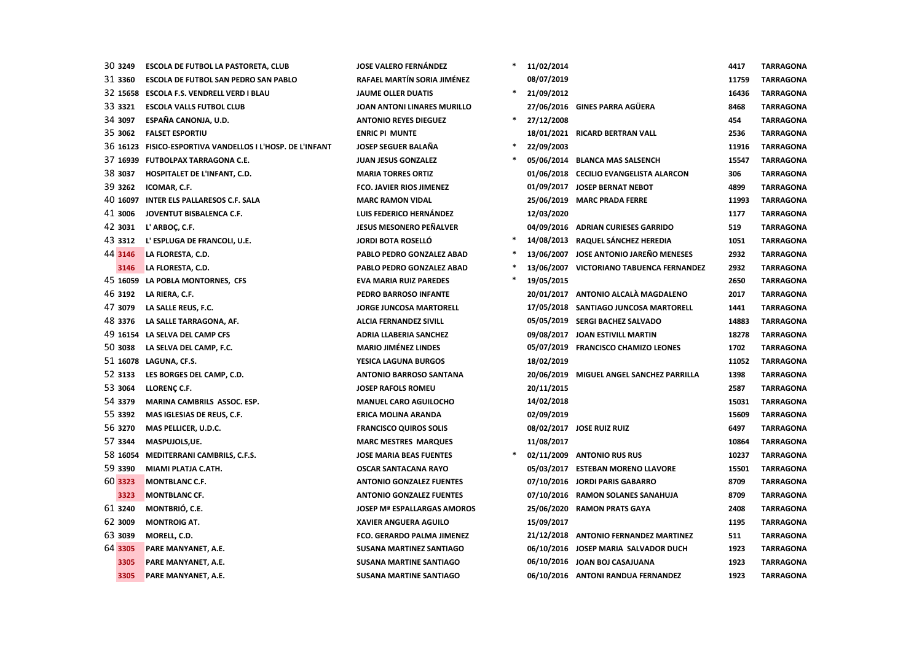| | | | | | | | | |
|---|---|---|---|---|---|---|---|---|
| 30 | 3249 | ESCOLA DE FUTBOL LA PASTORETA, CLUB | JOSE VALERO FERNÁNDEZ | * | 11/02/2014 | | 4417 | TARRAGONA |
| 31 | 3360 | ESCOLA DE FUTBOL SAN PEDRO SAN PABLO | RAFAEL MARTÍN SORIA JIMÉNEZ | | 08/07/2019 | | 11759 | TARRAGONA |
| 32 | 15658 | ESCOLA F.S. VENDRELL VERD I BLAU | JAUME OLLER DUATIS | * | 21/09/2012 | | 16436 | TARRAGONA |
| 33 | 3321 | ESCOLA VALLS FUTBOL CLUB | JOAN ANTONI LINARES MURILLO | | 27/06/2016 | GINES PARRA AGÜERA | 8468 | TARRAGONA |
| 34 | 3097 | ESPAÑA CANONJA, U.D. | ANTONIO REYES DIEGUEZ | * | 27/12/2008 | | 454 | TARRAGONA |
| 35 | 3062 | FALSET ESPORTIU | ENRIC PI MUNTE | | 18/01/2021 | RICARD BERTRAN VALL | 2536 | TARRAGONA |
| 36 | 16123 | FISICO-ESPORTIVA VANDELLOS I L'HOSP. DE L'INFANT | JOSEP SEGUER BALAÑA | * | 22/09/2003 | | 11916 | TARRAGONA |
| 37 | 16939 | FUTBOLPAX TARRAGONA C.E. | JUAN JESUS GONZALEZ | * | 05/06/2014 | BLANCA MAS SALSENCH | 15547 | TARRAGONA |
| 38 | 3037 | HOSPITALET DE L'INFANT, C.D. | MARIA TORRES ORTIZ | | 01/06/2018 | CECILIO EVANGELISTA ALARCON | 306 | TARRAGONA |
| 39 | 3262 | ICOMAR, C.F. | FCO. JAVIER RIOS JIMENEZ | | 01/09/2017 | JOSEP BERNAT NEBOT | 4899 | TARRAGONA |
| 40 | 16097 | INTER ELS PALLARESOS C.F. SALA | MARC RAMON VIDAL | | 25/06/2019 | MARC PRADA FERRE | 11993 | TARRAGONA |
| 41 | 3006 | JOVENTUT BISBALENCA C.F. | LUIS FEDERICO HERNÁNDEZ | | 12/03/2020 | | 1177 | TARRAGONA |
| 42 | 3031 | L' ARBOÇ, C.F. | JESUS MESONERO PEÑALVER | | 04/09/2016 | ADRIAN CURIESES GARRIDO | 519 | TARRAGONA |
| 43 | 3312 | L' ESPLUGA DE FRANCOLI, U.E. | JORDI BOTA ROSELLÓ | * | 14/08/2013 | RAQUEL SÁNCHEZ HEREDIA | 1051 | TARRAGONA |
| 44 | 3146 | LA FLORESTA, C.D. | PABLO PEDRO GONZALEZ ABAD | * | 13/06/2007 | JOSE ANTONIO JAREÑO MENESES | 2932 | TARRAGONA |
| | 3146 | LA FLORESTA, C.D. | PABLO PEDRO GONZALEZ ABAD | * | 13/06/2007 | VICTORIANO TABUENCA FERNANDEZ | 2932 | TARRAGONA |
| 45 | 16059 | LA POBLA MONTORNES, CFS | EVA MARIA RUIZ PAREDES | * | 19/05/2015 | | 2650 | TARRAGONA |
| 46 | 3192 | LA RIERA, C.F. | PEDRO BARROSO INFANTE | | 20/01/2017 | ANTONIO ALCALÀ MAGDALENO | 2017 | TARRAGONA |
| 47 | 3079 | LA SALLE REUS, F.C. | JORGE JUNCOSA MARTORELL | | 17/05/2018 | SANTIAGO JUNCOSA MARTORELL | 1441 | TARRAGONA |
| 48 | 3376 | LA SALLE TARRAGONA, AF. | ALCIA FERNANDEZ SIVILL | | 05/05/2019 | SERGI BACHEZ SALVADO | 14883 | TARRAGONA |
| 49 | 16154 | LA SELVA DEL CAMP CFS | ADRIA LLABERIA SANCHEZ | | 09/08/2017 | JOAN ESTIVILL MARTIN | 18278 | TARRAGONA |
| 50 | 3038 | LA SELVA DEL CAMP, F.C. | MARIO JIMÉNEZ LINDES | | 05/07/2019 | FRANCISCO CHAMIZO LEONES | 1702 | TARRAGONA |
| 51 | 16078 | LAGUNA, CF.S. | YESICA LAGUNA BURGOS | | 18/02/2019 | | 11052 | TARRAGONA |
| 52 | 3133 | LES BORGES DEL CAMP, C.D. | ANTONIO BARROSO SANTANA | | 20/06/2019 | MIGUEL ANGEL SANCHEZ PARRILLA | 1398 | TARRAGONA |
| 53 | 3064 | LLORENÇ C.F. | JOSEP RAFOLS ROMEU | | 20/11/2015 | | 2587 | TARRAGONA |
| 54 | 3379 | MARINA CAMBRILS ASSOC. ESP. | MANUEL CARO AGUILOCHO | | 14/02/2018 | | 15031 | TARRAGONA |
| 55 | 3392 | MAS IGLESIAS DE REUS, C.F. | ERICA MOLINA ARANDA | | 02/09/2019 | | 15609 | TARRAGONA |
| 56 | 3270 | MAS PELLICER, U.D.C. | FRANCISCO QUIROS SOLIS | | 08/02/2017 | JOSE RUIZ RUIZ | 6497 | TARRAGONA |
| 57 | 3344 | MASPUJOLS,UE. | MARC MESTRES MARQUES | | 11/08/2017 | | 10864 | TARRAGONA |
| 58 | 16054 | MEDITERRANI CAMBRILS, C.F.S. | JOSE MARIA BEAS FUENTES | * | 02/11/2009 | ANTONIO RUS RUS | 10237 | TARRAGONA |
| 59 | 3390 | MIAMI PLATJA C.ATH. | OSCAR SANTACANA RAYO | | 05/03/2017 | ESTEBAN MORENO LLAVORE | 15501 | TARRAGONA |
| 60 | 3323 | MONTBLANC C.F. | ANTONIO GONZALEZ FUENTES | | 07/10/2016 | JORDI PARIS GABARRO | 8709 | TARRAGONA |
| | 3323 | MONTBLANC CF. | ANTONIO GONZALEZ FUENTES | | 07/10/2016 | RAMON SOLANES SANAHUJA | 8709 | TARRAGONA |
| 61 | 3240 | MONTBRIÓ, C.E. | JOSEP Mª ESPALLARGAS AMOROS | | 25/06/2020 | RAMON PRATS GAYA | 2408 | TARRAGONA |
| 62 | 3009 | MONTROIG AT. | XAVIER ANGUERA AGUILO | | 15/09/2017 | | 1195 | TARRAGONA |
| 63 | 3039 | MORELL, C.D. | FCO. GERARDO PALMA JIMENEZ | | 21/12/2018 | ANTONIO FERNANDEZ MARTINEZ | 511 | TARRAGONA |
| 64 | 3305 | PARE MANYANET, A.E. | SUSANA MARTINEZ SANTIAGO | | 06/10/2016 | JOSEP MARIA SALVADOR DUCH | 1923 | TARRAGONA |
| | 3305 | PARE MANYANET, A.E. | SUSANA MARTINE SANTIAGO | | 06/10/2016 | JOAN BOJ CASAJUANA | 1923 | TARRAGONA |
| | 3305 | PARE MANYANET, A.E. | SUSANA MARTINE SANTIAGO | | 06/10/2016 | ANTONI RANDUA FERNANDEZ | 1923 | TARRAGONA |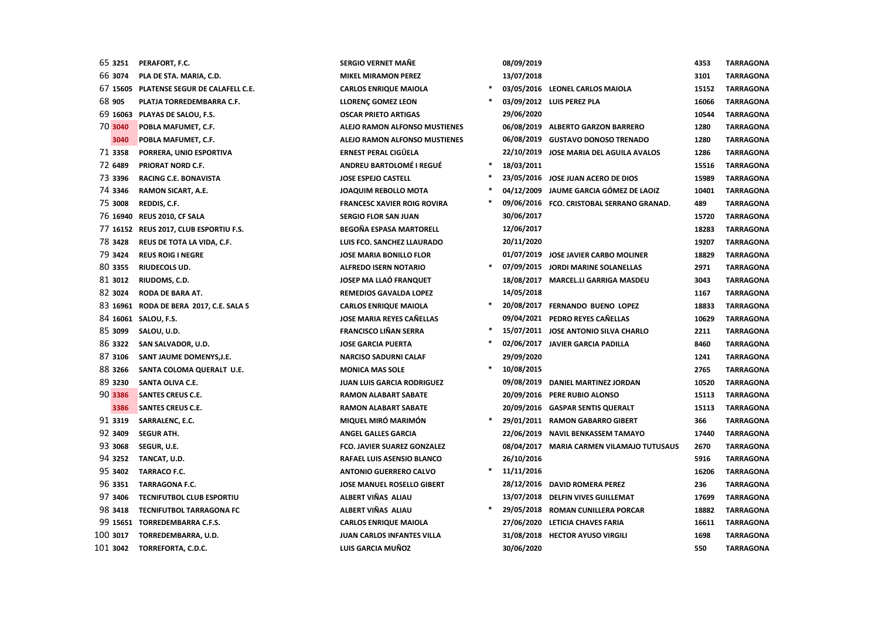| | | | | | | | | |
|---|---|---|---|---|---|---|---|---|
| 65 | 3251 | PERAFORT, F.C. | SERGIO VERNET MAÑE | | 08/09/2019 | | 4353 | TARRAGONA |
| 66 | 3074 | PLA DE STA. MARIA, C.D. | MIKEL MIRAMON PEREZ | | 13/07/2018 | | 3101 | TARRAGONA |
| 67 | 15605 | PLATENSE SEGUR DE CALAFELL C.E. | CARLOS ENRIQUE MAIOLA | * | 03/05/2016 | LEONEL CARLOS MAIOLA | 15152 | TARRAGONA |
| 68 | 905 | PLATJA TORREDEMBARRA C.F. | LLORENÇ GOMEZ LEON | * | 03/09/2012 | LUIS PEREZ PLA | 16066 | TARRAGONA |
| 69 | 16063 | PLAYAS DE SALOU, F.S. | OSCAR PRIETO ARTIGAS | | 29/06/2020 | | 10544 | TARRAGONA |
| 70 | 3040 | POBLA MAFUMET, C.F. | ALEJO RAMON ALFONSO MUSTIENES | | 06/08/2019 | ALBERTO GARZON BARRERO | 1280 | TARRAGONA |
| | 3040 | POBLA MAFUMET, C.F. | ALEJO RAMON ALFONSO MUSTIENES | | 06/08/2019 | GUSTAVO DONOSO TRENADO | 1280 | TARRAGONA |
| 71 | 3358 | PORRERA, UNIO ESPORTIVA | ERNEST PERAL CIGÜELA | | 22/10/2019 | JOSE MARIA DEL AGUILA AVALOS | 1286 | TARRAGONA |
| 72 | 6489 | PRIORAT NORD C.F. | ANDREU BARTOLOMÉ I REGUÉ | * | 18/03/2011 | | 15516 | TARRAGONA |
| 73 | 3396 | RACING C.E. BONAVISTA | JOSE ESPEJO CASTELL | * | 23/05/2016 | JOSE JUAN ACERO DE DIOS | 15989 | TARRAGONA |
| 74 | 3346 | RAMON SICART, A.E. | JOAQUIM REBOLLO MOTA | * | 04/12/2009 | JAUME GARCIA GÓMEZ DE LAOIZ | 10401 | TARRAGONA |
| 75 | 3008 | REDDIS, C.F. | FRANCESC XAVIER ROIG ROVIRA | * | 09/06/2016 | FCO. CRISTOBAL SERRANO GRANAD. | 489 | TARRAGONA |
| 76 | 16940 | REUS 2010, CF SALA | SERGIO FLOR SAN JUAN | | 30/06/2017 | | 15720 | TARRAGONA |
| 77 | 16152 | REUS 2017, CLUB ESPORTIU F.S. | BEGOÑA ESPASA MARTORELL | | 12/06/2017 | | 18283 | TARRAGONA |
| 78 | 3428 | REUS DE TOTA LA VIDA, C.F. | LUIS FCO. SANCHEZ LLAURADO | | 20/11/2020 | | 19207 | TARRAGONA |
| 79 | 3424 | REUS ROIG I NEGRE | JOSE MARIA BONILLO FLOR | | 01/07/2019 | JOSE JAVIER CARBO MOLINER | 18829 | TARRAGONA |
| 80 | 3355 | RIUDECOLS UD. | ALFREDO ISERN NOTARIO | * | 07/09/2015 | JORDI MARINE SOLANELLAS | 2971 | TARRAGONA |
| 81 | 3012 | RIUDOMS, C.D. | JOSEP MA LLAÓ FRANQUET | | 18/08/2017 | MARCEL.LI GARRIGA MASDEU | 3043 | TARRAGONA |
| 82 | 3024 | RODA DE BARA AT. | REMEDIOS GAVALDA LOPEZ | | 14/05/2018 | | 1167 | TARRAGONA |
| 83 | 16961 | RODA DE BERA 2017, C.E. SALA 5 | CARLOS ENRIQUE MAIOLA | * | 20/08/2017 | FERNANDO BUENO LOPEZ | 18833 | TARRAGONA |
| 84 | 16061 | SALOU, F.S. | JOSE MARIA REYES CAÑELLAS | | 09/04/2021 | PEDRO REYES CAÑELLAS | 10629 | TARRAGONA |
| 85 | 3099 | SALOU, U.D. | FRANCISCO LIÑAN SERRA | * | 15/07/2011 | JOSE ANTONIO SILVA CHARLO | 2211 | TARRAGONA |
| 86 | 3322 | SAN SALVADOR, U.D. | JOSE GARCIA PUERTA | * | 02/06/2017 | JAVIER GARCIA PADILLA | 8460 | TARRAGONA |
| 87 | 3106 | SANT JAUME DOMENYS,J.E. | NARCISO SADURNI CALAF | | 29/09/2020 | | 1241 | TARRAGONA |
| 88 | 3266 | SANTA COLOMA QUERALT U.E. | MONICA MAS SOLE | * | 10/08/2015 | | 2765 | TARRAGONA |
| 89 | 3230 | SANTA OLIVA C.E. | JUAN LUIS GARCIA RODRIGUEZ | | 09/08/2019 | DANIEL MARTINEZ JORDAN | 10520 | TARRAGONA |
| 90 | 3386 | SANTES CREUS C.E. | RAMON ALABART SABATE | | 20/09/2016 | PERE RUBIO ALONSO | 15113 | TARRAGONA |
| | 3386 | SANTES CREUS C.E. | RAMON ALABART SABATE | | 20/09/2016 | GASPAR SENTIS QUERALT | 15113 | TARRAGONA |
| 91 | 3319 | SARRALENC, E.C. | MIQUEL MIRÓ MARIMÓN | * | 29/01/2011 | RAMON GABARRO GIBERT | 366 | TARRAGONA |
| 92 | 3409 | SEGUR ATH. | ANGEL GALLES GARCIA | | 22/06/2019 | NAVIL BENKASSEM TAMAYO | 17440 | TARRAGONA |
| 93 | 3068 | SEGUR, U.E. | FCO. JAVIER SUAREZ GONZALEZ | | 08/04/2017 | MARIA CARMEN VILAMAJO TUTUSAUS | 2670 | TARRAGONA |
| 94 | 3252 | TANCAT, U.D. | RAFAEL LUIS ASENSIO BLANCO | | 26/10/2016 | | 5916 | TARRAGONA |
| 95 | 3402 | TARRACO F.C. | ANTONIO GUERRERO CALVO | * | 11/11/2016 | | 16206 | TARRAGONA |
| 96 | 3351 | TARRAGONA F.C. | JOSE MANUEL ROSELLO GIBERT | | 28/12/2016 | DAVID ROMERA PEREZ | 236 | TARRAGONA |
| 97 | 3406 | TECNIFUTBOL CLUB ESPORTIU | ALBERT VIÑAS ALIAU | | 13/07/2018 | DELFIN VIVES GUILLEMAT | 17699 | TARRAGONA |
| 98 | 3418 | TECNIFUTBOL TARRAGONA FC | ALBERT VIÑAS ALIAU | * | 29/05/2018 | ROMAN CUNILLERA PORCAR | 18882 | TARRAGONA |
| 99 | 15651 | TORREDEMBARRA C.F.S. | CARLOS ENRIQUE MAIOLA | | 27/06/2020 | LETICIA CHAVES FARIA | 16611 | TARRAGONA |
| 100 | 3017 | TORREDEMBARRA, U.D. | JUAN CARLOS INFANTES VILLA | | 31/08/2018 | HECTOR AYUSO VIRGILI | 1698 | TARRAGONA |
| 101 | 3042 | TORREFORTA, C.D.C. | LUIS GARCIA MUÑOZ | | 30/06/2020 | | 550 | TARRAGONA |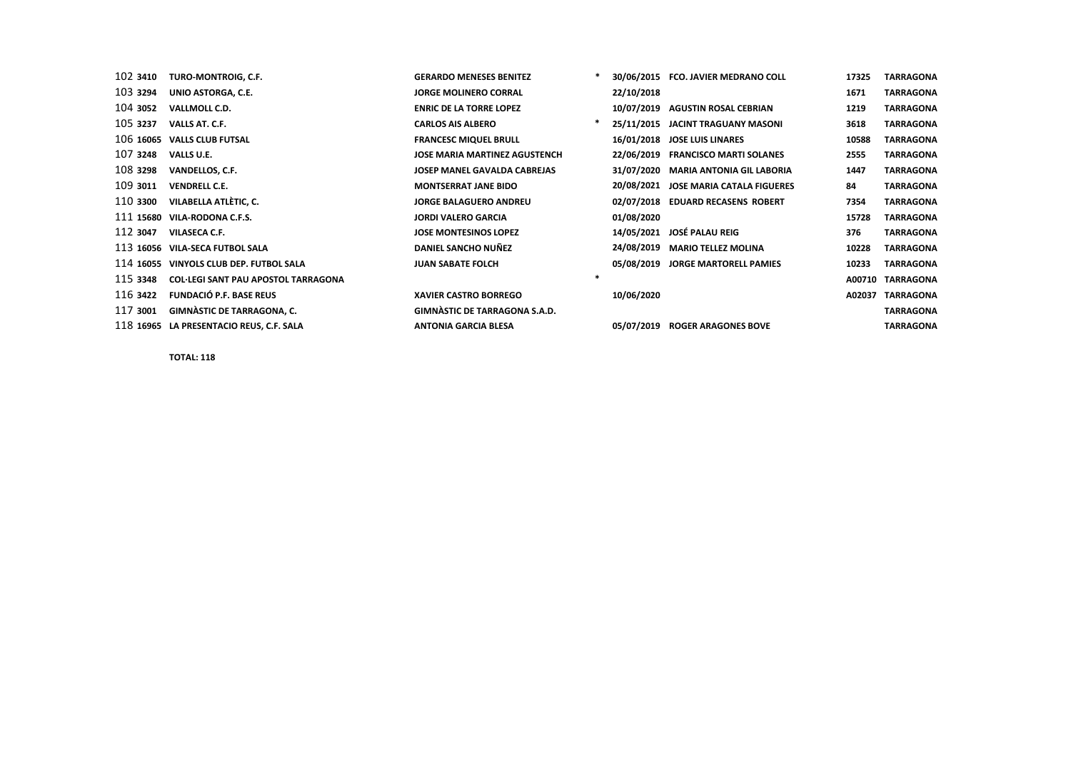| | | | | | | | | |
|---|---|---|---|---|---|---|---|---|
| 102 | 3410 | TURO-MONTROIG, C.F. | GERARDO MENESES BENITEZ | * | 30/06/2015 | FCO. JAVIER MEDRANO COLL | 17325 | TARRAGONA |
| 103 | 3294 | UNIO ASTORGA, C.E. | JORGE MOLINERO CORRAL | | 22/10/2018 | | 1671 | TARRAGONA |
| 104 | 3052 | VALLMOLL C.D. | ENRIC DE LA TORRE LOPEZ | | 10/07/2019 | AGUSTIN ROSAL CEBRIAN | 1219 | TARRAGONA |
| 105 | 3237 | VALLS AT. C.F. | CARLOS AIS ALBERO | * | 25/11/2015 | JACINT TRAGUANY MASONI | 3618 | TARRAGONA |
| 106 | 16065 | VALLS CLUB FUTSAL | FRANCESC MIQUEL BRULL | | 16/01/2018 | JOSE LUIS LINARES | 10588 | TARRAGONA |
| 107 | 3248 | VALLS U.E. | JOSE MARIA MARTINEZ AGUSTENCH | | 22/06/2019 | FRANCISCO MARTI SOLANES | 2555 | TARRAGONA |
| 108 | 3298 | VANDELLOS, C.F. | JOSEP MANEL GAVALDA CABREJAS | | 31/07/2020 | MARIA ANTONIA GIL LABORIA | 1447 | TARRAGONA |
| 109 | 3011 | VENDRELL C.E. | MONTSERRAT JANE BIDO | | 20/08/2021 | JOSE MARIA CATALA FIGUERES | 84 | TARRAGONA |
| 110 | 3300 | VILABELLA ATLÈTIC, C. | JORGE BALAGUERO ANDREU | | 02/07/2018 | EDUARD RECASENS ROBERT | 7354 | TARRAGONA |
| 111 | 15680 | VILA-RODONA C.F.S. | JORDI VALERO GARCIA | | 01/08/2020 | | 15728 | TARRAGONA |
| 112 | 3047 | VILASECA C.F. | JOSE MONTESINOS LOPEZ | | 14/05/2021 | JOSÉ PALAU REIG | 376 | TARRAGONA |
| 113 | 16056 | VILA-SECA FUTBOL SALA | DANIEL SANCHO NUÑEZ | | 24/08/2019 | MARIO TELLEZ MOLINA | 10228 | TARRAGONA |
| 114 | 16055 | VINYOLS CLUB DEP. FUTBOL SALA | JUAN SABATE FOLCH | | 05/08/2019 | JORGE MARTORELL PAMIES | 10233 | TARRAGONA |
| 115 | 3348 | COL·LEGI SANT PAU APOSTOL TARRAGONA | | * | | | A00710 | TARRAGONA |
| 116 | 3422 | FUNDACIÓ P.F. BASE REUS | XAVIER CASTRO BORREGO | | 10/06/2020 | | A02037 | TARRAGONA |
| 117 | 3001 | GIMNÀSTIC DE TARRAGONA, C. | GIMNÀSTIC DE TARRAGONA S.A.D. | | | | | TARRAGONA |
| 118 | 16965 | LA PRESENTACIO REUS, C.F. SALA | ANTONIA GARCIA BLESA | | 05/07/2019 | ROGER ARAGONES BOVE | | TARRAGONA |

**TOTAL: 118**